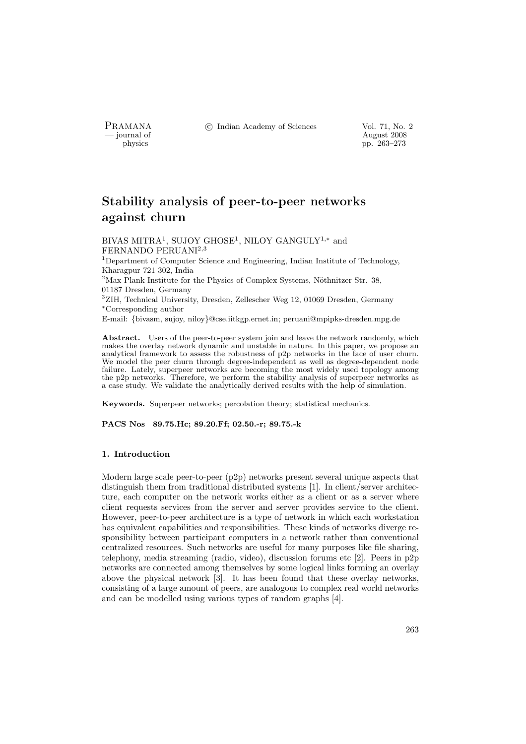# Stability analysis of peer-to-peer networks against churn

BIVAS MITRA[1], SUJOY GHOSE[1], NILOY GANGULY[1,*] and FERNANDO PERUANI[2,3]

[1]Department of Computer Science and Engineering, Indian Institute of Technology, Kharagpur 721 302, India
[2]Max Plank Institute for the Physics of Complex Systems, Nöthnitzer Str. 38, 01187 Dresden, Germany
[3]ZIH, Technical University, Dresden, Zellescher Weg 12, 01069 Dresden, Germany
*Corresponding author
E-mail: {bivasm, sujoy, niloy}@cse.iitkgp.ernet.in; peruani@mpipks-dresden.mpg.de

**Abstract.** Users of the peer-to-peer system join and leave the network randomly, which makes the overlay network dynamic and unstable in nature. In this paper, we propose an analytical framework to assess the robustness of p2p networks in the face of user churn. We model the peer churn through degree-independent as well as degree-dependent node failure. Lately, superpeer networks are becoming the most widely used topology among the p2p networks. Therefore, we perform the stability analysis of superpeer networks as a case study. We validate the analytically derived results with the help of simulation.

**Keywords.** Superpeer networks; percolation theory; statistical mechanics.

**PACS Nos** 89.75.Hc; 89.20.Ff; 02.50.-r; 89.75.-k

## 1. Introduction

Modern large scale peer-to-peer (p2p) networks present several unique aspects that distinguish them from traditional distributed systems [1]. In client/server architecture, each computer on the network works either as a client or as a server where client requests services from the server and server provides service to the client. However, peer-to-peer architecture is a type of network in which each workstation has equivalent capabilities and responsibilities. These kinds of networks diverge responsibility between participant computers in a network rather than conventional centralized resources. Such networks are useful for many purposes like file sharing, telephony, media streaming (radio, video), discussion forums etc [2]. Peers in p2p networks are connected among themselves by some logical links forming an overlay above the physical network [3]. It has been found that these overlay networks, consisting of a large amount of peers, are analogous to complex real world networks and can be modelled using various types of random graphs [4].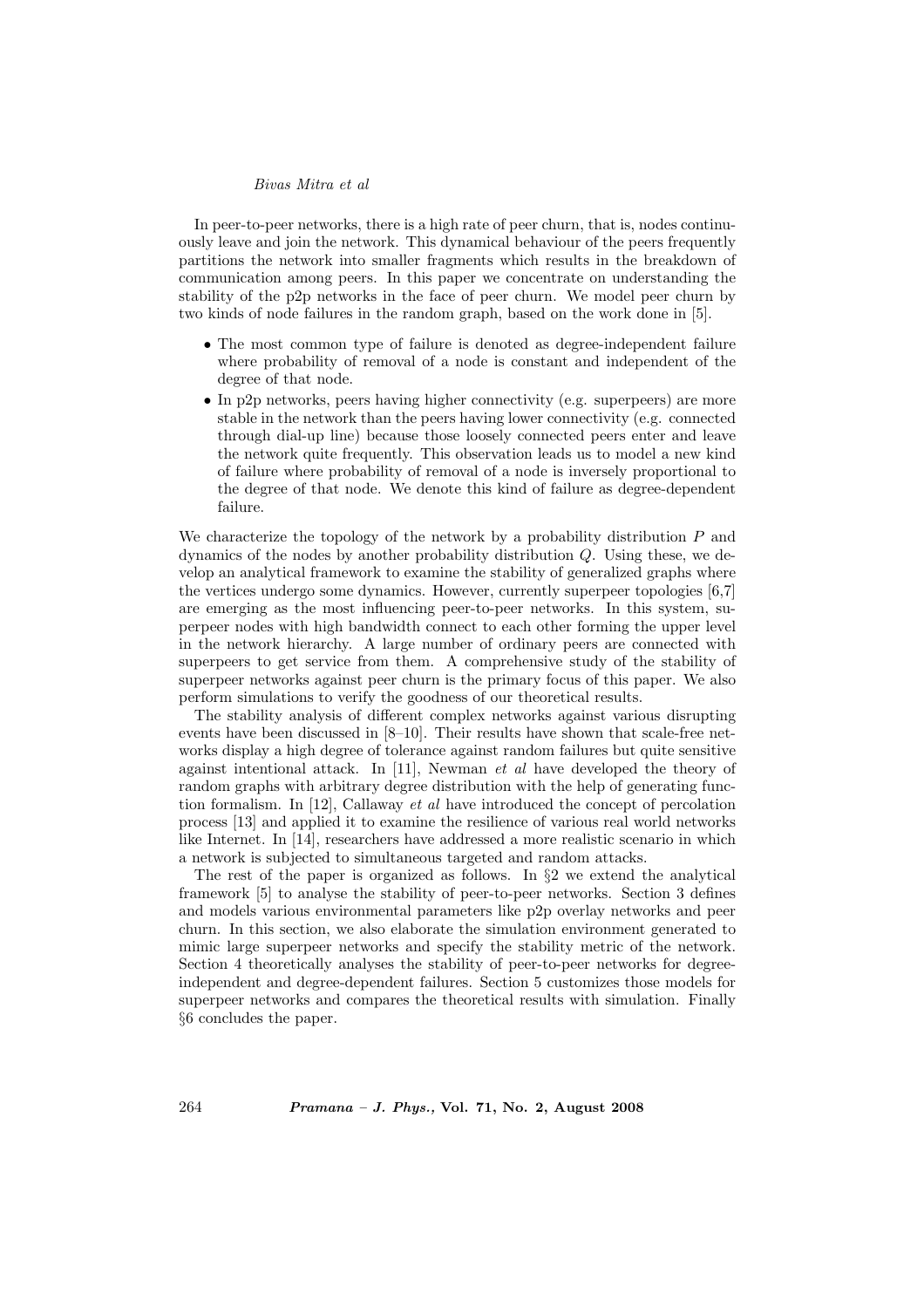In peer-to-peer networks, there is a high rate of peer churn, that is, nodes continuously leave and join the network. This dynamical behaviour of the peers frequently partitions the network into smaller fragments which results in the breakdown of communication among peers. In this paper we concentrate on understanding the stability of the p2p networks in the face of peer churn. We model peer churn by two kinds of node failures in the random graph, based on the work done in [5].

- The most common type of failure is denoted as degree-independent failure where probability of removal of a node is constant and independent of the degree of that node.
- In p2p networks, peers having higher connectivity (e.g. superpeers) are more stable in the network than the peers having lower connectivity (e.g. connected through dial-up line) because those loosely connected peers enter and leave the network quite frequently. This observation leads us to model a new kind of failure where probability of removal of a node is inversely proportional to the degree of that node. We denote this kind of failure as degree-dependent failure.

We characterize the topology of the network by a probability distribution $P$ and dynamics of the nodes by another probability distribution $Q$. Using these, we develop an analytical framework to examine the stability of generalized graphs where the vertices undergo some dynamics. However, currently superpeer topologies [6,7] are emerging as the most influencing peer-to-peer networks. In this system, superpeer nodes with high bandwidth connect to each other forming the upper level in the network hierarchy. A large number of ordinary peers are connected with superpeers to get service from them. A comprehensive study of the stability of superpeer networks against peer churn is the primary focus of this paper. We also perform simulations to verify the goodness of our theoretical results.

The stability analysis of different complex networks against various disrupting events have been discussed in [8–10]. Their results have shown that scale-free networks display a high degree of tolerance against random failures but quite sensitive against intentional attack. In [11], Newman *et al* have developed the theory of random graphs with arbitrary degree distribution with the help of generating function formalism. In [12], Callaway *et al* have introduced the concept of percolation process [13] and applied it to examine the resilience of various real world networks like Internet. In [14], researchers have addressed a more realistic scenario in which a network is subjected to simultaneous targeted and random attacks.

The rest of the paper is organized as follows. In §2 we extend the analytical framework [5] to analyse the stability of peer-to-peer networks. Section 3 defines and models various environmental parameters like p2p overlay networks and peer churn. In this section, we also elaborate the simulation environment generated to mimic large superpeer networks and specify the stability metric of the network. Section 4 theoretically analyses the stability of peer-to-peer networks for degree-independent and degree-dependent failures. Section 5 customizes those models for superpeer networks and compares the theoretical results with simulation. Finally §6 concludes the paper.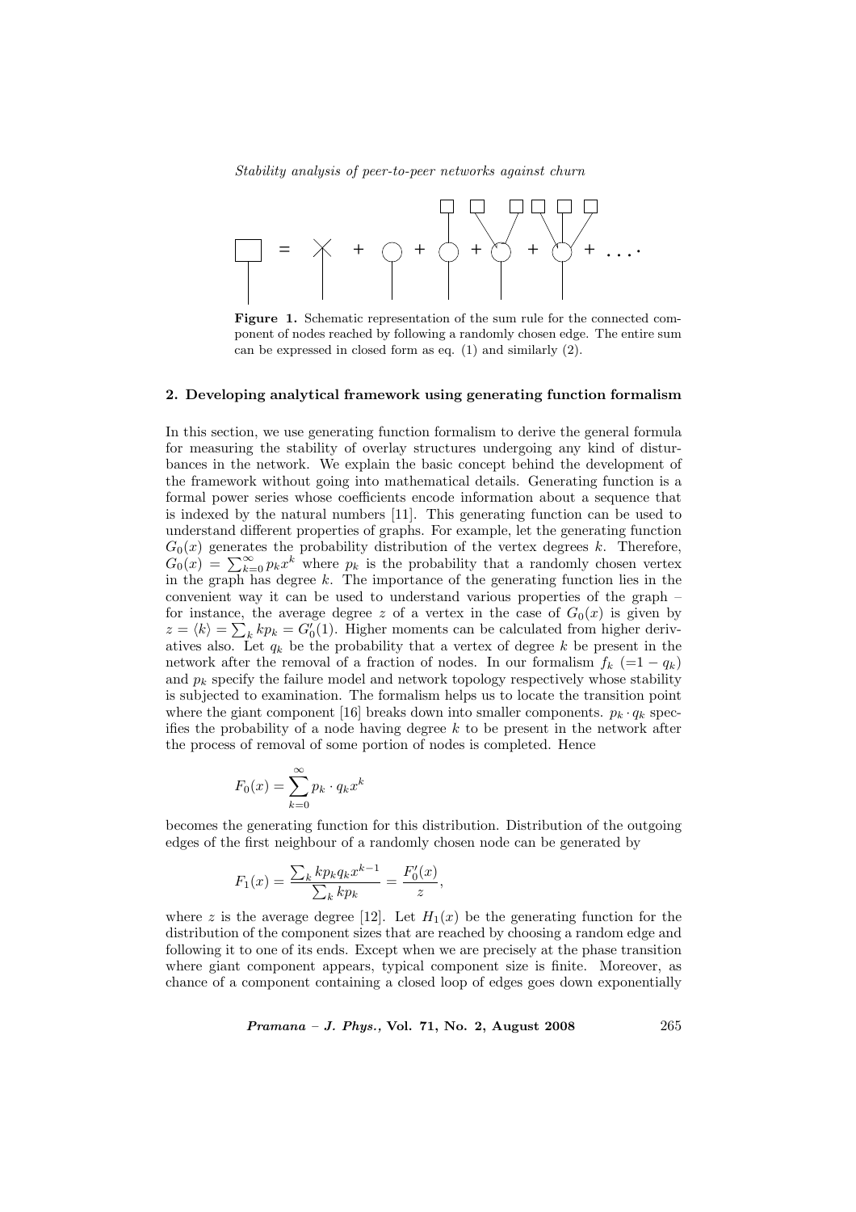**Figure 1.** Schematic representation of the sum rule for the connected component of nodes reached by following a randomly chosen edge. The entire sum can be expressed in closed form as eq. (1) and similarly (2).

## 2. Developing analytical framework using generating function formalism

In this section, we use generating function formalism to derive the general formula for measuring the stability of overlay structures undergoing any kind of disturbances in the network. We explain the basic concept behind the development of the framework without going into mathematical details. Generating function is a formal power series whose coefficients encode information about a sequence that is indexed by the natural numbers [11]. This generating function can be used to understand different properties of graphs. For example, let the generating function $G_0(x)$ generates the probability distribution of the vertex degrees $k$. Therefore, $G_0(x) = \sum_{k=0}^{\infty} p_k x^k$ where $p_k$ is the probability that a randomly chosen vertex in the graph has degree $k$. The importance of the generating function lies in the convenient way it can be used to understand various properties of the graph – for instance, the average degree $z$ of a vertex in the case of $G_0(x)$ is given by $z = \langle k \rangle = \sum_k k p_k = G_0'(1)$. Higher moments can be calculated from higher derivatives also. Let $q_k$ be the probability that a vertex of degree $k$ be present in the network after the removal of a fraction of nodes. In our formalism $f_k$ $(=1 - q_k)$ and $p_k$ specify the failure model and network topology respectively whose stability is subjected to examination. The formalism helps us to locate the transition point where the giant component [16] breaks down into smaller components. $p_k \cdot q_k$ specifies the probability of a node having degree $k$ to be present in the network after the process of removal of some portion of nodes is completed. Hence

$$F_0(x) = \sum_{k=0}^{\infty} p_k \cdot q_k x^k$$

becomes the generating function for this distribution. Distribution of the outgoing edges of the first neighbour of a randomly chosen node can be generated by

$$F_1(x) = \frac{\sum_k k p_k q_k x^{k-1}}{\sum_k k p_k} = \frac{F_0'(x)}{z},$$

where $z$ is the average degree [12]. Let $H_1(x)$ be the generating function for the distribution of the component sizes that are reached by choosing a random edge and following it to one of its ends. Except when we are precisely at the phase transition where giant component appears, typical component size is finite. Moreover, as chance of a component containing a closed loop of edges goes down exponentially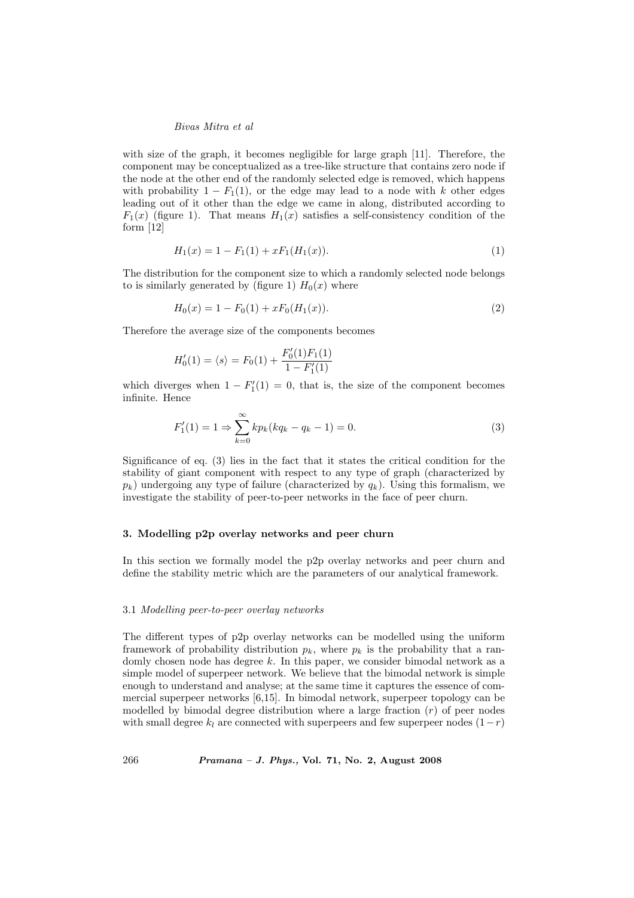with size of the graph, it becomes negligible for large graph [11]. Therefore, the component may be conceptualized as a tree-like structure that contains zero node if the node at the other end of the randomly selected edge is removed, which happens with probability $1 - F_1(1)$, or the edge may lead to a node with $k$ other edges leading out of it other than the edge we came in along, distributed according to $F_1(x)$ (figure 1). That means $H_1(x)$ satisfies a self-consistency condition of the form [12]

$$H_1(x) = 1 - F_1(1) + xF_1(H_1(x)). \tag{1}$$

The distribution for the component size to which a randomly selected node belongs to is similarly generated by (figure 1) $H_0(x)$ where

$$H_0(x) = 1 - F_0(1) + xF_0(H_1(x)). \tag{2}$$

Therefore the average size of the components becomes

$$H_0'(1) = \langle s \rangle = F_0(1) + \frac{F_0'(1)F_1(1)}{1 - F_1'(1)}$$

which diverges when $1 - F_1'(1) = 0$, that is, the size of the component becomes infinite. Hence

$$F_1'(1) = 1 \Rightarrow \sum_{k=0}^{\infty} kp_k(kq_k - q_k - 1) = 0. \tag{3}$$

Significance of eq. (3) lies in the fact that it states the critical condition for the stability of giant component with respect to any type of graph (characterized by $p_k$) undergoing any type of failure (characterized by $q_k$). Using this formalism, we investigate the stability of peer-to-peer networks in the face of peer churn.

## 3. Modelling p2p overlay networks and peer churn

In this section we formally model the p2p overlay networks and peer churn and define the stability metric which are the parameters of our analytical framework.

### 3.1 *Modelling peer-to-peer overlay networks*

The different types of p2p overlay networks can be modelled using the uniform framework of probability distribution $p_k$, where $p_k$ is the probability that a randomly chosen node has degree $k$. In this paper, we consider bimodal network as a simple model of superpeer network. We believe that the bimodal network is simple enough to understand and analyse; at the same time it captures the essence of commercial superpeer networks [6,15]. In bimodal network, superpeer topology can be modelled by bimodal degree distribution where a large fraction ($r$) of peer nodes with small degree $k_l$ are connected with superpeers and few superpeer nodes $(1-r)$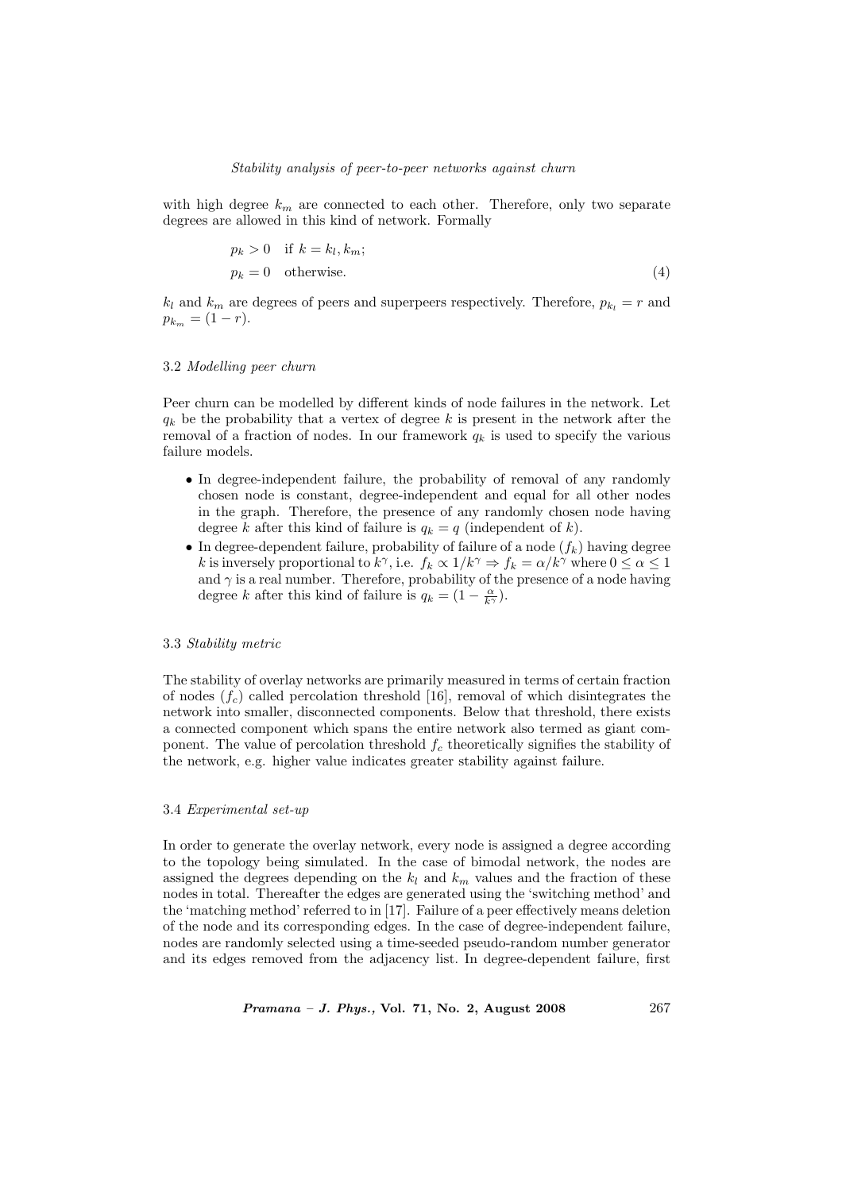with high degree $k_m$ are connected to each other. Therefore, only two separate degrees are allowed in this kind of network. Formally

$$
\begin{aligned}
&p_k > 0 \quad \text{if } k = k_l, k_m; \\
&p_k = 0 \quad \text{otherwise.}
\end{aligned}
\tag{4}
$$

$k_l$ and $k_m$ are degrees of peers and superpeers respectively. Therefore, $p_{k_l} = r$ and $p_{k_m} = (1 - r)$.

### 3.2 *Modelling peer churn*

Peer churn can be modelled by different kinds of node failures in the network. Let $q_k$ be the probability that a vertex of degree $k$ is present in the network after the removal of a fraction of nodes. In our framework $q_k$ is used to specify the various failure models.

- In degree-independent failure, the probability of removal of any randomly chosen node is constant, degree-independent and equal for all other nodes in the graph. Therefore, the presence of any randomly chosen node having degree $k$ after this kind of failure is $q_k = q$ (independent of $k$).
- In degree-dependent failure, probability of failure of a node ($f_k$) having degree $k$ is inversely proportional to $k^\gamma$, i.e. $f_k \propto 1/k^\gamma \Rightarrow f_k = \alpha/k^\gamma$ where $0 \le \alpha \le 1$ and $\gamma$ is a real number. Therefore, probability of the presence of a node having degree $k$ after this kind of failure is $q_k = (1 - \frac{\alpha}{k^\gamma})$.

### 3.3 *Stability metric*

The stability of overlay networks are primarily measured in terms of certain fraction of nodes ($f_c$) called percolation threshold [16], removal of which disintegrates the network into smaller, disconnected components. Below that threshold, there exists a connected component which spans the entire network also termed as giant component. The value of percolation threshold $f_c$ theoretically signifies the stability of the network, e.g. higher value indicates greater stability against failure.

### 3.4 *Experimental set-up*

In order to generate the overlay network, every node is assigned a degree according to the topology being simulated. In the case of bimodal network, the nodes are assigned the degrees depending on the $k_l$ and $k_m$ values and the fraction of these nodes in total. Thereafter the edges are generated using the 'switching method' and the 'matching method' referred to in [17]. Failure of a peer effectively means deletion of the node and its corresponding edges. In the case of degree-independent failure, nodes are randomly selected using a time-seeded pseudo-random number generator and its edges removed from the adjacency list. In degree-dependent failure, first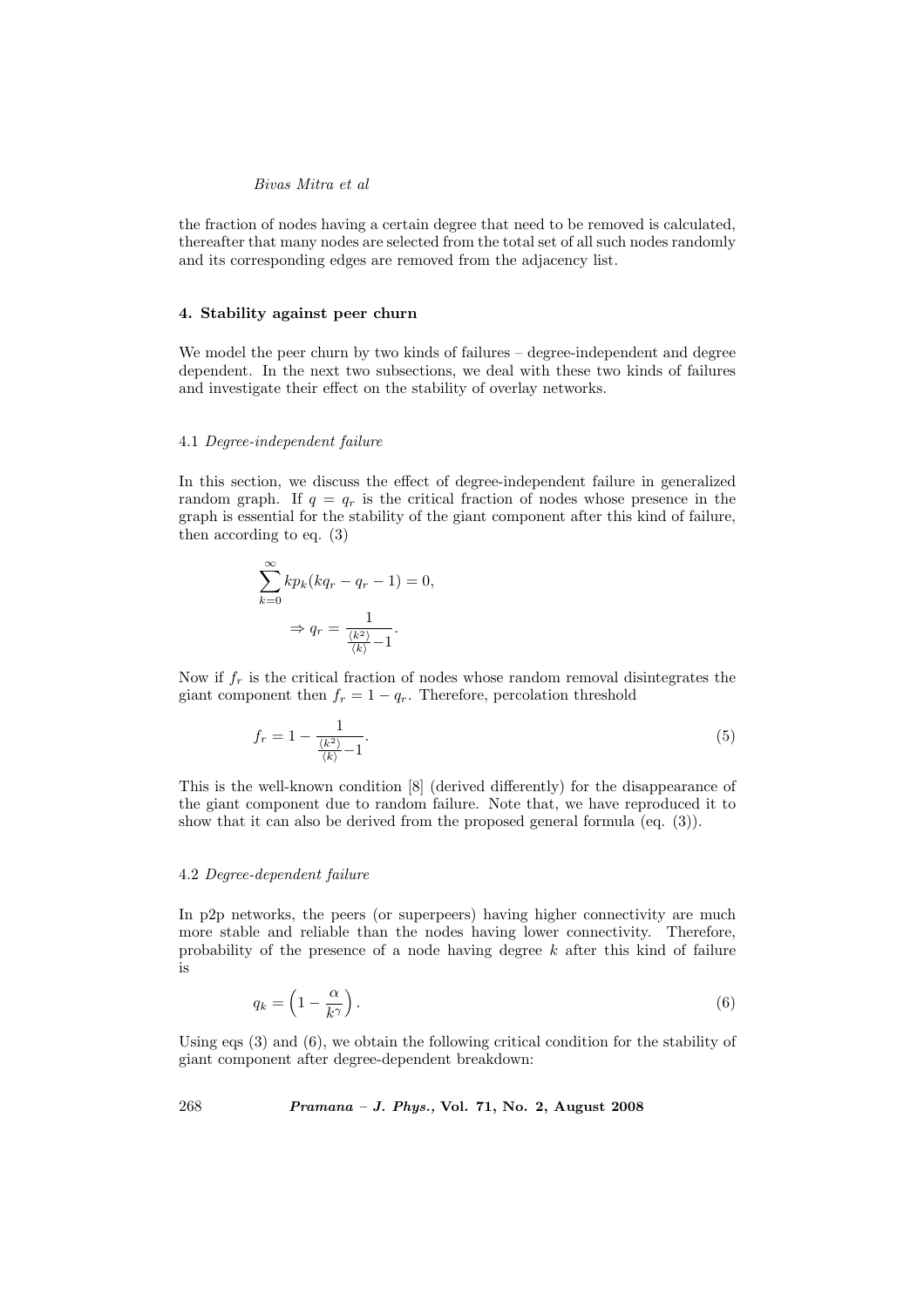the fraction of nodes having a certain degree that need to be removed is calculated, thereafter that many nodes are selected from the total set of all such nodes randomly and its corresponding edges are removed from the adjacency list.

### 4. Stability against peer churn

We model the peer churn by two kinds of failures – degree-independent and degree dependent. In the next two subsections, we deal with these two kinds of failures and investigate their effect on the stability of overlay networks.

#### 4.1 *Degree-independent failure*

In this section, we discuss the effect of degree-independent failure in generalized random graph. If $q = q_r$ is the critical fraction of nodes whose presence in the graph is essential for the stability of the giant component after this kind of failure, then according to eq. (3)

$$\sum_{k=0}^{\infty} kp_k(kq_r - q_r - 1) = 0,$$

$$\Rightarrow q_r = \frac{1}{\frac{\langle k^2 \rangle}{\langle k \rangle} - 1}.$$

Now if $f_r$ is the critical fraction of nodes whose random removal disintegrates the giant component then $f_r = 1 - q_r$. Therefore, percolation threshold

$$f_r = 1 - \frac{1}{\frac{\langle k^2 \rangle}{\langle k \rangle} - 1}. \tag{5}$$

This is the well-known condition [8] (derived differently) for the disappearance of the giant component due to random failure. Note that, we have reproduced it to show that it can also be derived from the proposed general formula (eq. (3)).

#### 4.2 *Degree-dependent failure*

In p2p networks, the peers (or superpeers) having higher connectivity are much more stable and reliable than the nodes having lower connectivity. Therefore, probability of the presence of a node having degree $k$ after this kind of failure is

$$q_k = \left(1 - \frac{\alpha}{k^{\gamma}}\right). \tag{6}$$

Using eqs (3) and (6), we obtain the following critical condition for the stability of giant component after degree-dependent breakdown: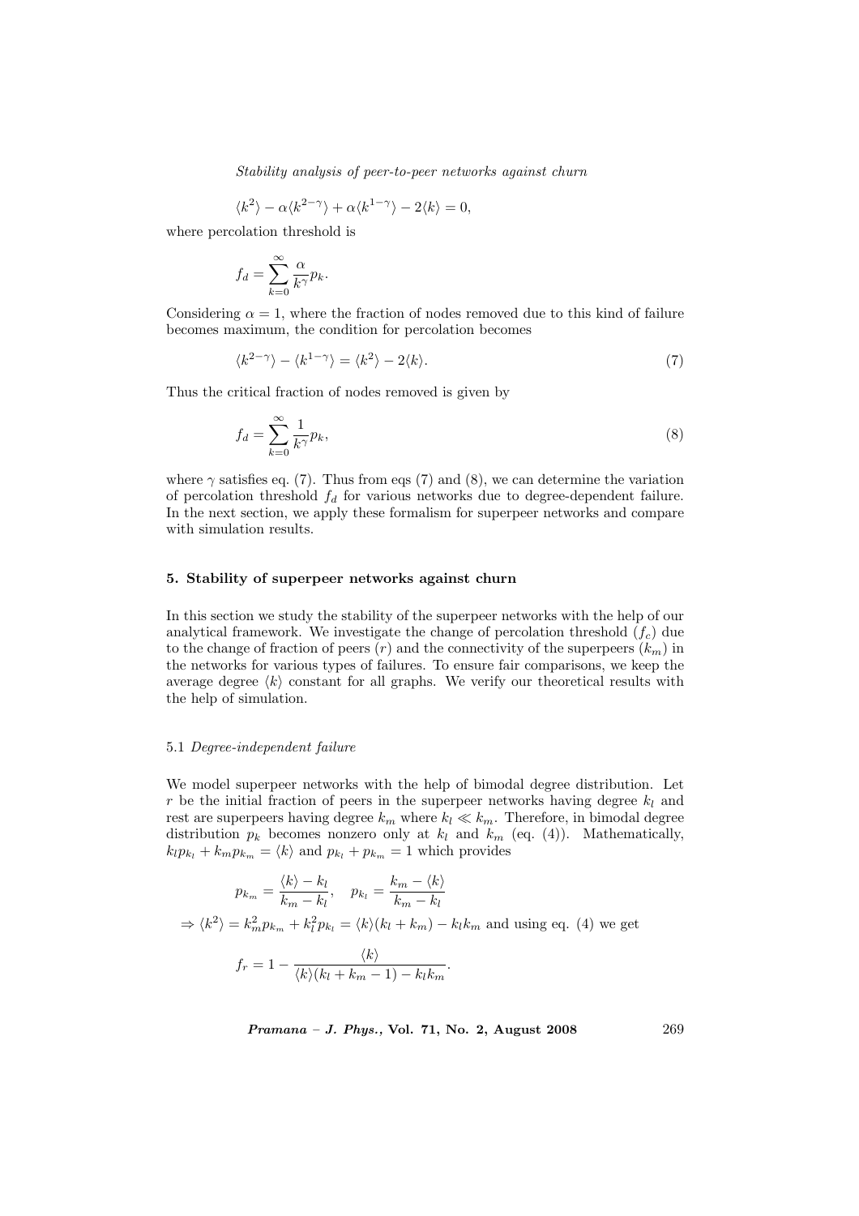$$\langle k^2 \rangle - \alpha \langle k^{2-\gamma} \rangle + \alpha \langle k^{1-\gamma} \rangle - 2\langle k \rangle = 0,$$

where percolation threshold is

$$f_d = \sum_{k=0}^{\infty} \frac{\alpha}{k^{\gamma}} p_k.$$

Considering $\alpha = 1$, where the fraction of nodes removed due to this kind of failure becomes maximum, the condition for percolation becomes

$$\langle k^{2-\gamma} \rangle - \langle k^{1-\gamma} \rangle = \langle k^2 \rangle - 2\langle k \rangle. \tag{7}$$

Thus the critical fraction of nodes removed is given by

$$f_d = \sum_{k=0}^{\infty} \frac{1}{k^{\gamma}} p_k, \tag{8}$$

where $\gamma$ satisfies eq. (7). Thus from eqs (7) and (8), we can determine the variation of percolation threshold $f_d$ for various networks due to degree-dependent failure. In the next section, we apply these formalism for superpeer networks and compare with simulation results.

## 5. Stability of superpeer networks against churn

In this section we study the stability of the superpeer networks with the help of our analytical framework. We investigate the change of percolation threshold ($f_c$) due to the change of fraction of peers ($r$) and the connectivity of the superpeers ($k_m$) in the networks for various types of failures. To ensure fair comparisons, we keep the average degree $\langle k \rangle$ constant for all graphs. We verify our theoretical results with the help of simulation.

### 5.1 *Degree-independent failure*

We model superpeer networks with the help of bimodal degree distribution. Let $r$ be the initial fraction of peers in the superpeer networks having degree $k_l$ and rest are superpeers having degree $k_m$ where $k_l \ll k_m$. Therefore, in bimodal degree distribution $p_k$ becomes nonzero only at $k_l$ and $k_m$ (eq. (4)). Mathematically, $k_l p_{k_l} + k_m p_{k_m} = \langle k \rangle$ and $p_{k_l} + p_{k_m} = 1$ which provides

$$p_{k_m} = \frac{\langle k \rangle - k_l}{k_m - k_l}, \quad p_{k_l} = \frac{k_m - \langle k \rangle}{k_m - k_l}$$

$\Rightarrow \langle k^2 \rangle = k_m^2 p_{k_m} + k_l^2 p_{k_l} = \langle k \rangle (k_l + k_m) - k_l k_m$ and using eq. (4) we get

$$f_r = 1 - \frac{\langle k \rangle}{\langle k \rangle (k_l + k_m - 1) - k_l k_m}.$$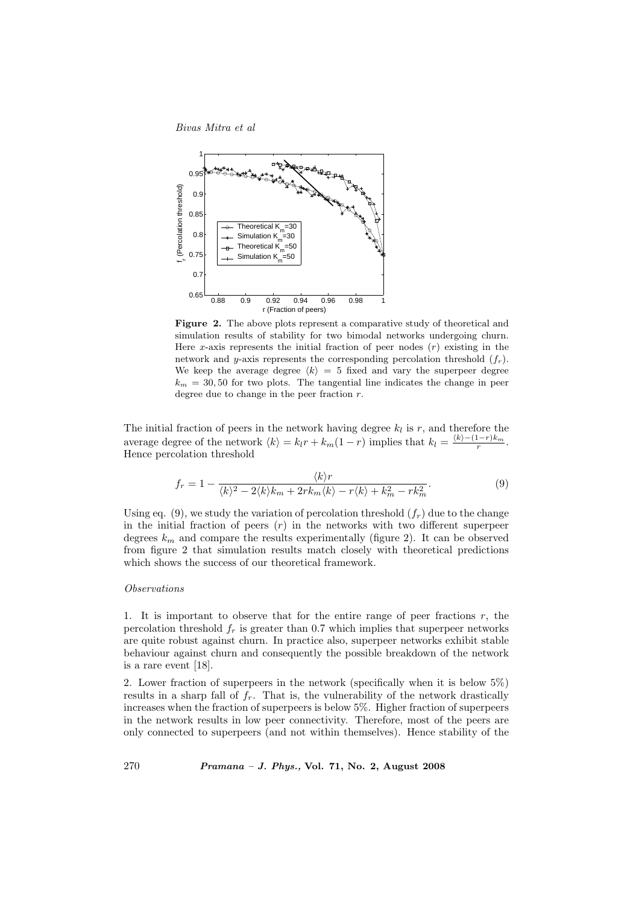**Figure 2.** The above plots represent a comparative study of theoretical and simulation results of stability for two bimodal networks undergoing churn. Here $x$-axis represents the initial fraction of peer nodes ($r$) existing in the network and $y$-axis represents the corresponding percolation threshold ($f_r$). We keep the average degree $\langle k \rangle = 5$ fixed and vary the superpeer degree $k_m = 30, 50$ for two plots. The tangential line indicates the change in peer degree due to change in the peer fraction $r$.

The initial fraction of peers in the network having degree $k_l$ is $r$, and therefore the average degree of the network $\langle k \rangle = k_l r + k_m(1-r)$ implies that $k_l = \frac{\langle k \rangle - (1-r)k_m}{r}$. Hence percolation threshold

$$f_r = 1 - \frac{\langle k \rangle r}{\langle k \rangle^2 - 2\langle k \rangle k_m + 2rk_m\langle k \rangle - r\langle k \rangle + k_m^2 - rk_m^2}. \tag{9}$$

Using eq. (9), we study the variation of percolation threshold ($f_r$) due to the change in the initial fraction of peers ($r$) in the networks with two different superpeer degrees $k_m$ and compare the results experimentally (figure 2). It can be observed from figure 2 that simulation results match closely with theoretical predictions which shows the success of our theoretical framework.

*Observations*

1. It is important to observe that for the entire range of peer fractions $r$, the percolation threshold $f_r$ is greater than 0.7 which implies that superpeer networks are quite robust against churn. In practice also, superpeer networks exhibit stable behaviour against churn and consequently the possible breakdown of the network is a rare event [18].

2. Lower fraction of superpeers in the network (specifically when it is below 5%) results in a sharp fall of $f_r$. That is, the vulnerability of the network drastically increases when the fraction of superpeers is below 5%. Higher fraction of superpeers in the network results in low peer connectivity. Therefore, most of the peers are only connected to superpeers (and not within themselves). Hence stability of the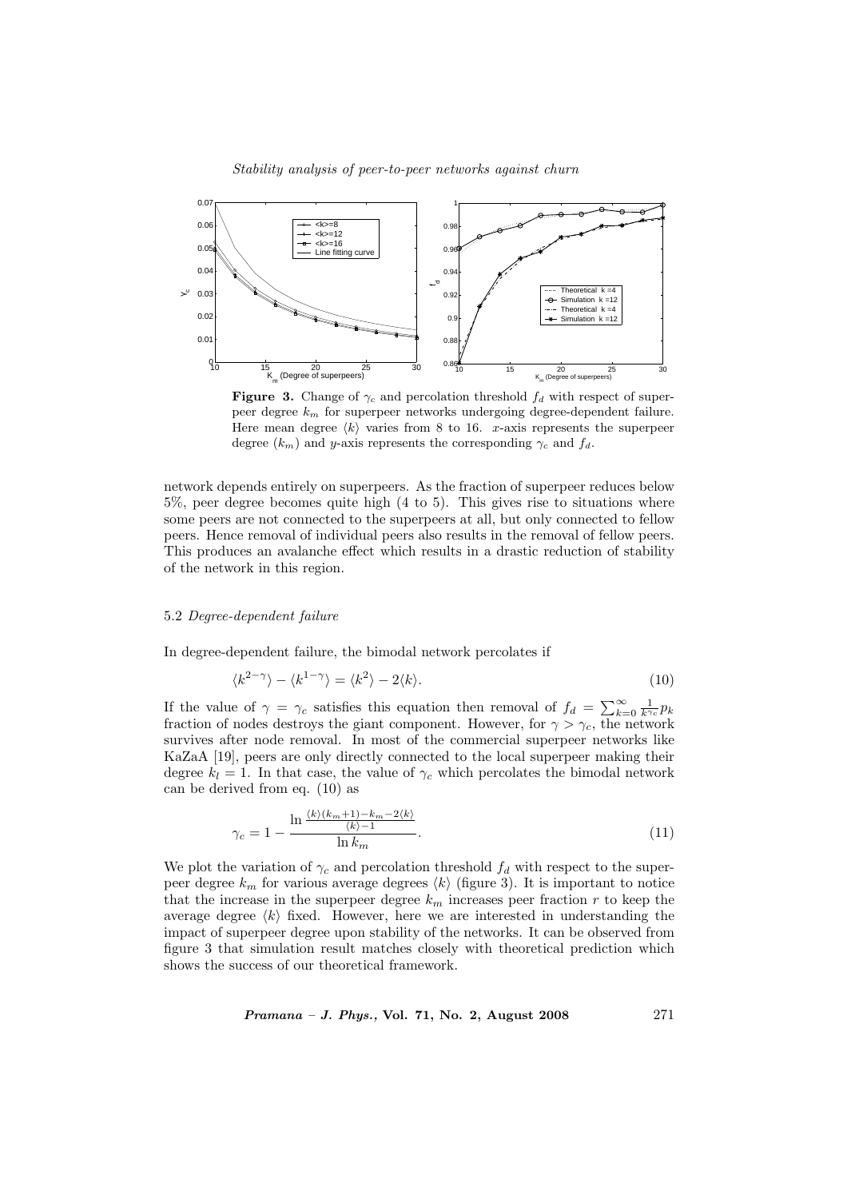**Figure 3.** Change of $\gamma_c$ and percolation threshold $f_d$ with respect of superpeer degree $k_m$ for superpeer networks undergoing degree-dependent failure. Here mean degree $\langle k \rangle$ varies from 8 to 16. $x$-axis represents the superpeer degree ($k_m$) and $y$-axis represents the corresponding $\gamma_c$ and $f_d$.

network depends entirely on superpeers. As the fraction of superpeer reduces below 5%, peer degree becomes quite high (4 to 5). This gives rise to situations where some peers are not connected to the superpeers at all, but only connected to fellow peers. Hence removal of individual peers also results in the removal of fellow peers. This produces an avalanche effect which results in a drastic reduction of stability of the network in this region.

### 5.2 *Degree-dependent failure*

In degree-dependent failure, the bimodal network percolates if

$$\langle k^{2-\gamma} \rangle - \langle k^{1-\gamma} \rangle = \langle k^2 \rangle - 2\langle k \rangle. \tag{10}$$

If the value of $\gamma = \gamma_c$ satisfies this equation then removal of $f_d = \sum_{k=0}^{\infty} \frac{1}{k^{\gamma_c}} p_k$ fraction of nodes destroys the giant component. However, for $\gamma > \gamma_c$, the network survives after node removal. In most of the commercial superpeer networks like KaZaA [19], peers are only directly connected to the local superpeer making their degree $k_l = 1$. In that case, the value of $\gamma_c$ which percolates the bimodal network can be derived from eq. (10) as

$$\gamma_c = 1 - \frac{\ln \frac{\langle k \rangle (k_m + 1) - k_m - 2\langle k \rangle}{\langle k \rangle - 1}}{\ln k_m}. \tag{11}$$

We plot the variation of $\gamma_c$ and percolation threshold $f_d$ with respect to the superpeer degree $k_m$ for various average degrees $\langle k \rangle$ (figure 3). It is important to notice that the increase in the superpeer degree $k_m$ increases peer fraction $r$ to keep the average degree $\langle k \rangle$ fixed. However, here we are interested in understanding the impact of superpeer degree upon stability of the networks. It can be observed from figure 3 that simulation result matches closely with theoretical prediction which shows the success of our theoretical framework.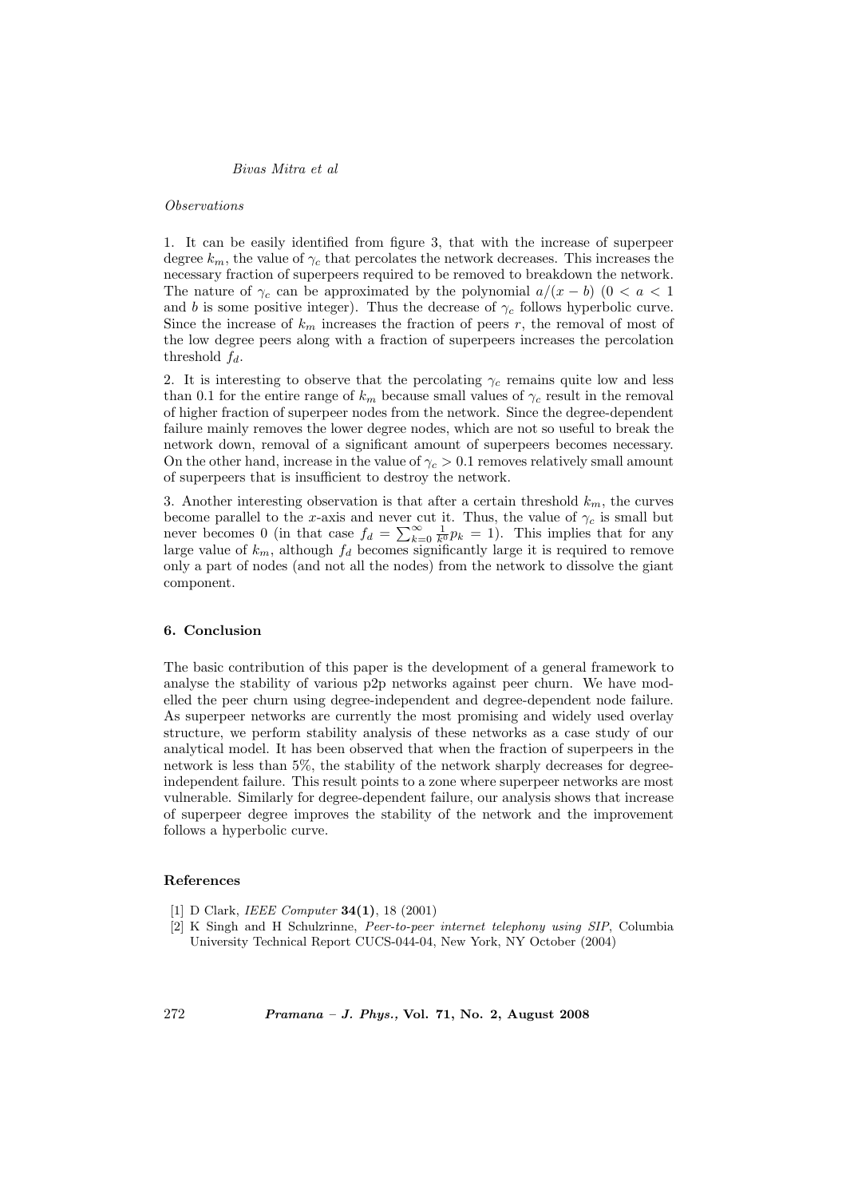*Observations*

1. It can be easily identified from figure 3, that with the increase of superpeer degree $k_m$, the value of $\gamma_c$ that percolates the network decreases. This increases the necessary fraction of superpeers required to be removed to breakdown the network. The nature of $\gamma_c$ can be approximated by the polynomial $a/(x-b)$ ($0 < a < 1$ and $b$ is some positive integer). Thus the decrease of $\gamma_c$ follows hyperbolic curve. Since the increase of $k_m$ increases the fraction of peers $r$, the removal of most of the low degree peers along with a fraction of superpeers increases the percolation threshold $f_d$.

2. It is interesting to observe that the percolating $\gamma_c$ remains quite low and less than 0.1 for the entire range of $k_m$ because small values of $\gamma_c$ result in the removal of higher fraction of superpeer nodes from the network. Since the degree-dependent failure mainly removes the lower degree nodes, which are not so useful to break the network down, removal of a significant amount of superpeers becomes necessary. On the other hand, increase in the value of $\gamma_c > 0.1$ removes relatively small amount of superpeers that is insufficient to destroy the network.

3. Another interesting observation is that after a certain threshold $k_m$, the curves become parallel to the $x$-axis and never cut it. Thus, the value of $\gamma_c$ is small but never becomes 0 (in that case $f_d = \sum_{k=0}^{\infty} \frac{1}{k^0} p_k = 1$). This implies that for any large value of $k_m$, although $f_d$ becomes significantly large it is required to remove only a part of nodes (and not all the nodes) from the network to dissolve the giant component.

## 6. Conclusion

The basic contribution of this paper is the development of a general framework to analyse the stability of various p2p networks against peer churn. We have modelled the peer churn using degree-independent and degree-dependent node failure. As superpeer networks are currently the most promising and widely used overlay structure, we perform stability analysis of these networks as a case study of our analytical model. It has been observed that when the fraction of superpeers in the network is less than 5%, the stability of the network sharply decreases for degree-independent failure. This result points to a zone where superpeer networks are most vulnerable. Similarly for degree-dependent failure, our analysis shows that increase of superpeer degree improves the stability of the network and the improvement follows a hyperbolic curve.

## References

[1] D Clark, *IEEE Computer* **34(1)**, 18 (2001)

[2] K Singh and H Schulzrinne, *Peer-to-peer internet telephony using SIP*, Columbia University Technical Report CUCS-044-04, New York, NY October (2004)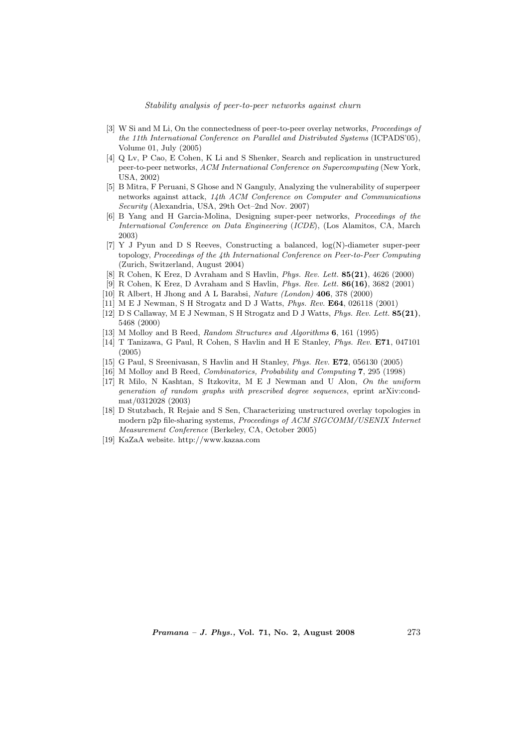[3] W Si and M Li, On the connectedness of peer-to-peer overlay networks, *Proceedings of the 11th International Conference on Parallel and Distributed Systems* (ICPADS'05), Volume 01, July (2005)

[4] Q Lv, P Cao, E Cohen, K Li and S Shenker, Search and replication in unstructured peer-to-peer networks, *ACM International Conference on Supercomputing* (New York, USA, 2002)

[5] B Mitra, F Peruani, S Ghose and N Ganguly, Analyzing the vulnerability of superpeer networks against attack, *14th ACM Conference on Computer and Communications Security* (Alexandria, USA, 29th Oct–2nd Nov. 2007)

[6] B Yang and H Garcia-Molina, Designing super-peer networks, *Proceedings of the International Conference on Data Engineering* (*ICDE*), (Los Alamitos, CA, March 2003)

[7] Y J Pyun and D S Reeves, Constructing a balanced, log(N)-diameter super-peer topology, *Proceedings of the 4th International Conference on Peer-to-Peer Computing* (Zurich, Switzerland, August 2004)

[8] R Cohen, K Erez, D Avraham and S Havlin, *Phys. Rev. Lett.* **85(21)**, 4626 (2000)

[9] R Cohen, K Erez, D Avraham and S Havlin, *Phys. Rev. Lett.* **86(16)**, 3682 (2001)

[10] R Albert, H Jhong and A L Barabsi, *Nature (London)* **406**, 378 (2000)

[11] M E J Newman, S H Strogatz and D J Watts, *Phys. Rev.* **E64**, 026118 (2001)

[12] D S Callaway, M E J Newman, S H Strogatz and D J Watts, *Phys. Rev. Lett.* **85(21)**, 5468 (2000)

[13] M Molloy and B Reed, *Random Structures and Algorithms* **6**, 161 (1995)

[14] T Tanizawa, G Paul, R Cohen, S Havlin and H E Stanley, *Phys. Rev.* **E71**, 047101 (2005)

[15] G Paul, S Sreenivasan, S Havlin and H Stanley, *Phys. Rev.* **E72**, 056130 (2005)

[16] M Molloy and B Reed, *Combinatorics, Probability and Computing* **7**, 295 (1998)

[17] R Milo, N Kashtan, S Itzkovitz, M E J Newman and U Alon, *On the uniform generation of random graphs with prescribed degree sequences*, eprint arXiv:cond-mat/0312028 (2003)

[18] D Stutzbach, R Rejaie and S Sen, Characterizing unstructured overlay topologies in modern p2p file-sharing systems, *Proceedings of ACM SIGCOMM/USENIX Internet Measurement Conference* (Berkeley, CA, October 2005)

[19] KaZaA website. http://www.kazaa.com